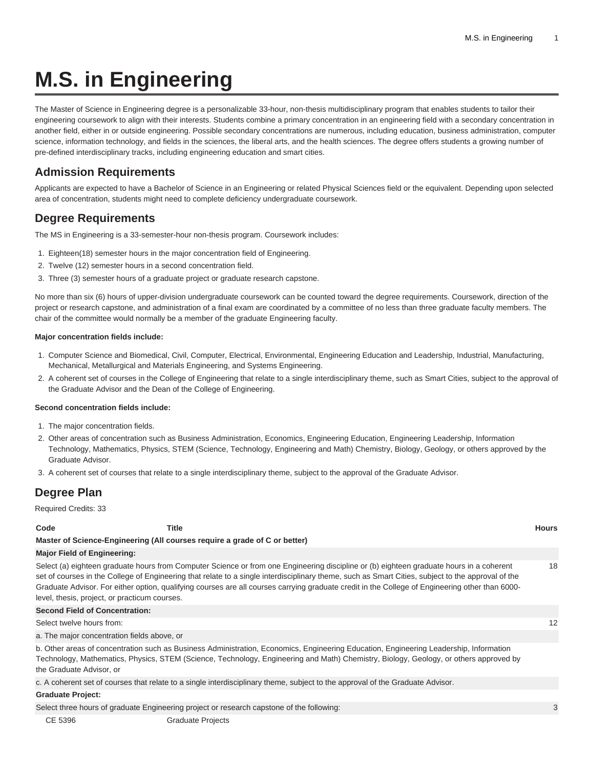# M.S. in Engineering

The Master of Science in Engineering degree is a personalizable 33-hour, non-thesis multidisciplinary program that enables students to tailor their engineering coursework to align with their interests. Students combine a primary concentration in an engineering field with a secondary concentration in another field, either in or outside engineering. Possible secondary concentrations are numerous, including education, business administration, computer science, information technology, and fields in the sciences, the liberal arts, and the health sciences. The degree offers students a growing number of pre-defined interdisciplinary tracks, including engineering education and smart cities.

## Admission Requirements

Applicants are expected to have a Bachelor of Science in an Engineering or related Physical Sciences field or the equivalent. Depending upon selected area of concentration, students might need to complete deficiency undergraduate coursework.

## Degree Requirements

The MS in Engineering is a 33-semester-hour non-thesis program. Coursework includes:

1. Eighteen(18) semester hours in the major concentration field of Engineering.
2. Twelve (12) semester hours in a second concentration field.
3. Three (3) semester hours of a graduate project or graduate research capstone.

No more than six (6) hours of upper-division undergraduate coursework can be counted toward the degree requirements. Coursework, direction of the project or research capstone, and administration of a final exam are coordinated by a committee of no less than three graduate faculty members. The chair of the committee would normally be a member of the graduate Engineering faculty.

**Major concentration fields include:**

1. Computer Science and Biomedical, Civil, Computer, Electrical, Environmental, Engineering Education and Leadership, Industrial, Manufacturing, Mechanical, Metallurgical and Materials Engineering, and Systems Engineering.
2. A coherent set of courses in the College of Engineering that relate to a single interdisciplinary theme, such as Smart Cities, subject to the approval of the Graduate Advisor and the Dean of the College of Engineering.

**Second concentration fields include:**

1. The major concentration fields.
2. Other areas of concentration such as Business Administration, Economics, Engineering Education, Engineering Leadership, Information Technology, Mathematics, Physics, STEM (Science, Technology, Engineering and Math) Chemistry, Biology, Geology, or others approved by the Graduate Advisor.
3. A coherent set of courses that relate to a single interdisciplinary theme, subject to the approval of the Graduate Advisor.

## Degree Plan

Required Credits: 33

| Code | Title | Hours |
|---|---|---|
| **Master of Science-Engineering (All courses require a grade of C or better)** | | |
| **Major Field of Engineering:** | | |
| Select (a) eighteen graduate hours from Computer Science or from one Engineering discipline or (b) eighteen graduate hours in a coherent set of courses in the College of Engineering that relate to a single interdisciplinary theme, such as Smart Cities, subject to the approval of the Graduate Advisor. For either option, qualifying courses are all courses carrying graduate credit in the College of Engineering other than 6000-level, thesis, project, or practicum courses. | | 18 |
| **Second Field of Concentration:** | | |
| Select twelve hours from: | | 12 |
| a. The major concentration fields above, or | | |
| b. Other areas of concentration such as Business Administration, Economics, Engineering Education, Engineering Leadership, Information Technology, Mathematics, Physics, STEM (Science, Technology, Engineering and Math) Chemistry, Biology, Geology, or others approved by the Graduate Advisor, or | | |
| c. A coherent set of courses that relate to a single interdisciplinary theme, subject to the approval of the Graduate Advisor. | | |
| **Graduate Project:** | | |
| Select three hours of graduate Engineering project or research capstone of the following: | | 3 |
| CE 5396 | Graduate Projects | |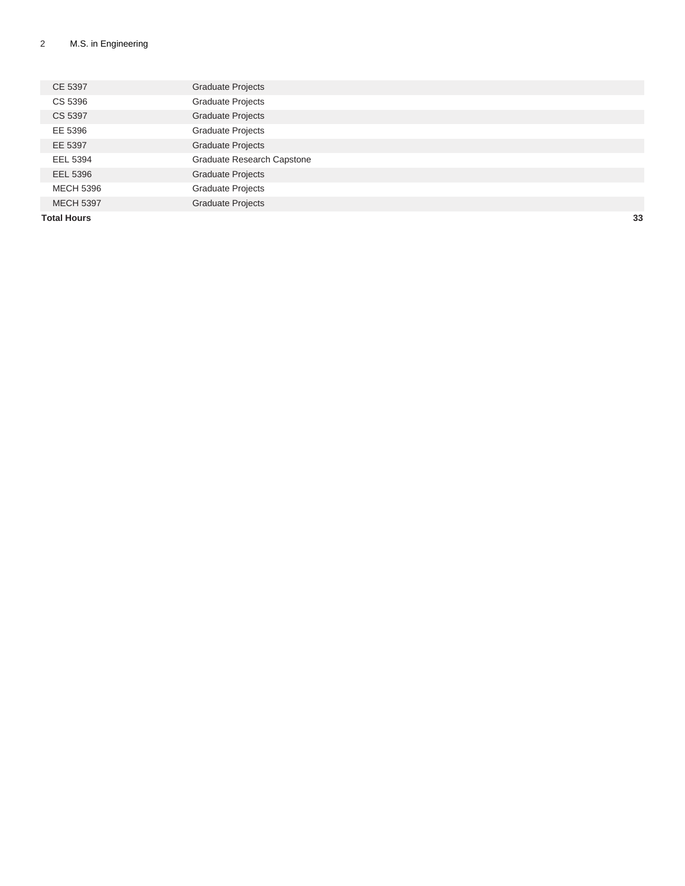| | | |
|---|---|---|
| CE 5397 | Graduate Projects | |
| CS 5396 | Graduate Projects | |
| CS 5397 | Graduate Projects | |
| EE 5396 | Graduate Projects | |
| EE 5397 | Graduate Projects | |
| EEL 5394 | Graduate Research Capstone | |
| EEL 5396 | Graduate Projects | |
| MECH 5396 | Graduate Projects | |
| MECH 5397 | Graduate Projects | |
| **Total Hours** | | **33** |